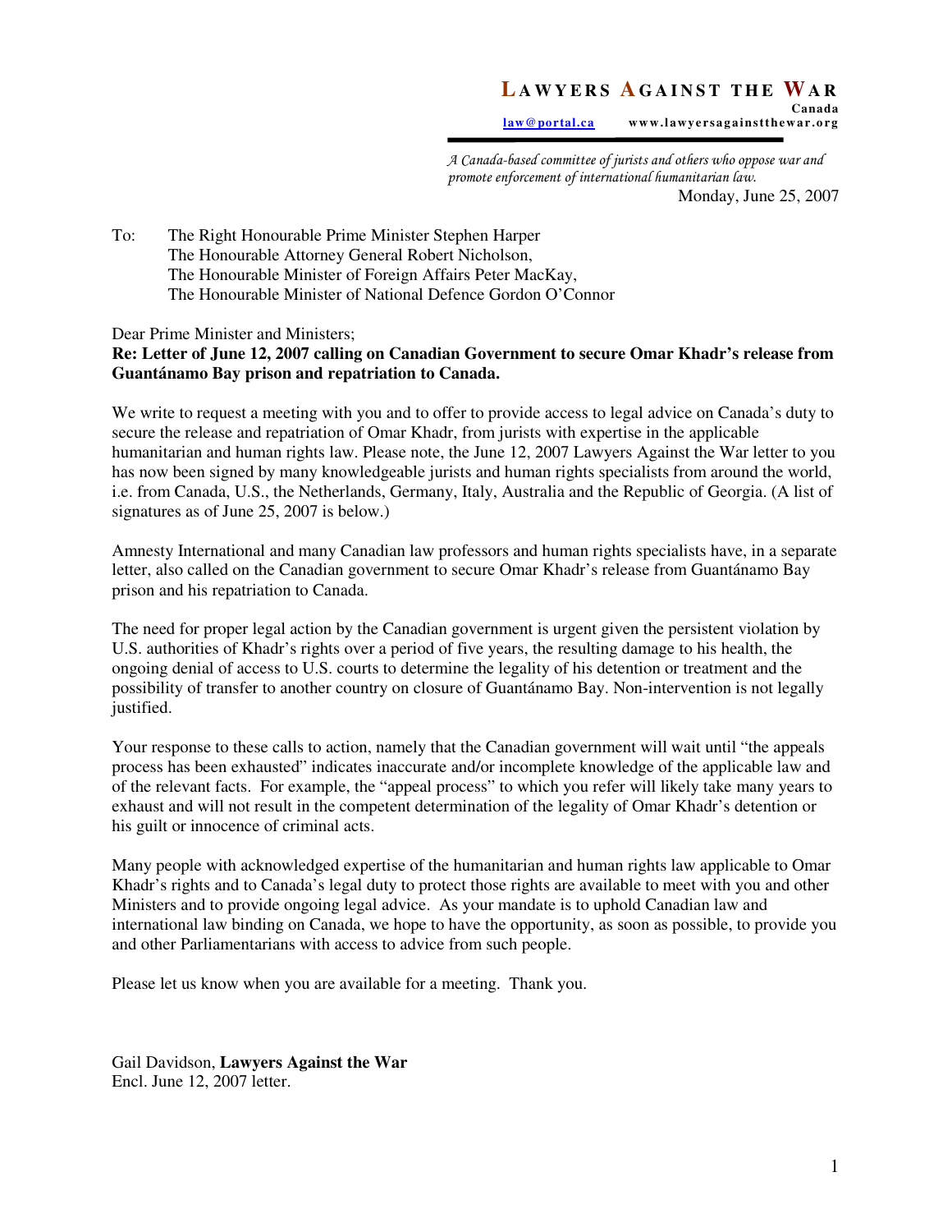# LAWYERS AGAINST THE WAR

**Canada**

law@portal.ca     www.lawyersagainstthewar.org

*A Canada-based committee of jurists and others who oppose war and promote enforcement of international humanitarian law.*

Monday, June 25, 2007

To: The Right Honourable Prime Minister Stephen Harper
The Honourable Attorney General Robert Nicholson,
The Honourable Minister of Foreign Affairs Peter MacKay,
The Honourable Minister of National Defence Gordon O'Connor

Dear Prime Minister and Ministers;

**Re: Letter of June 12, 2007 calling on Canadian Government to secure Omar Khadr's release from Guantánamo Bay prison and repatriation to Canada.**

We write to request a meeting with you and to offer to provide access to legal advice on Canada's duty to secure the release and repatriation of Omar Khadr, from jurists with expertise in the applicable humanitarian and human rights law. Please note, the June 12, 2007 Lawyers Against the War letter to you has now been signed by many knowledgeable jurists and human rights specialists from around the world, i.e. from Canada, U.S., the Netherlands, Germany, Italy, Australia and the Republic of Georgia. (A list of signatures as of June 25, 2007 is below.)

Amnesty International and many Canadian law professors and human rights specialists have, in a separate letter, also called on the Canadian government to secure Omar Khadr's release from Guantánamo Bay prison and his repatriation to Canada.

The need for proper legal action by the Canadian government is urgent given the persistent violation by U.S. authorities of Khadr's rights over a period of five years, the resulting damage to his health, the ongoing denial of access to U.S. courts to determine the legality of his detention or treatment and the possibility of transfer to another country on closure of Guantánamo Bay. Non-intervention is not legally justified.

Your response to these calls to action, namely that the Canadian government will wait until "the appeals process has been exhausted" indicates inaccurate and/or incomplete knowledge of the applicable law and of the relevant facts. For example, the "appeal process" to which you refer will likely take many years to exhaust and will not result in the competent determination of the legality of Omar Khadr's detention or his guilt or innocence of criminal acts.

Many people with acknowledged expertise of the humanitarian and human rights law applicable to Omar Khadr's rights and to Canada's legal duty to protect those rights are available to meet with you and other Ministers and to provide ongoing legal advice. As your mandate is to uphold Canadian law and international law binding on Canada, we hope to have the opportunity, as soon as possible, to provide you and other Parliamentarians with access to advice from such people.

Please let us know when you are available for a meeting. Thank you.

Gail Davidson, **Lawyers Against the War**
Encl. June 12, 2007 letter.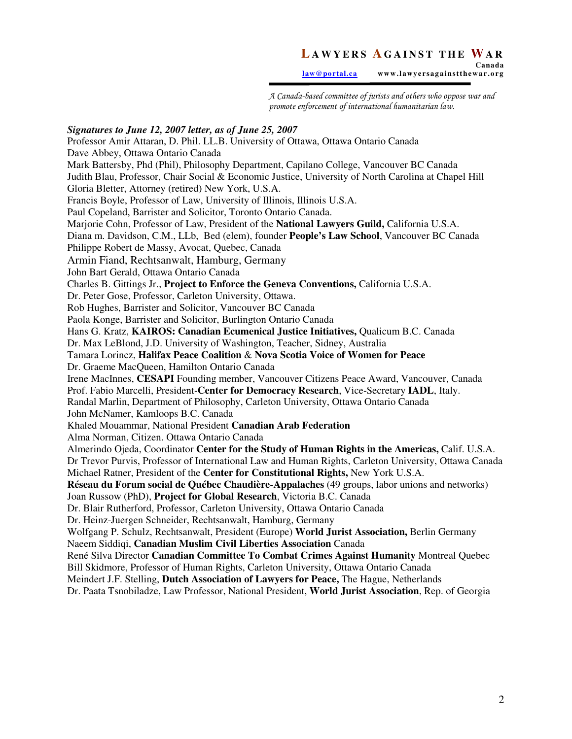**L**AWYERS **A**GAINST THE **W**AR
Canada
law@portal.ca www.lawyersagainstthewar.org

*A Canada-based committee of jurists and others who oppose war and promote enforcement of international humanitarian law.*

***Signatures to June 12, 2007 letter, as of June 25, 2007***

Professor Amir Attaran, D. Phil. LL.B. University of Ottawa, Ottawa Ontario Canada
Dave Abbey, Ottawa Ontario Canada
Mark Battersby, Phd (Phil), Philosophy Department, Capilano College, Vancouver BC Canada
Judith Blau, Professor, Chair Social & Economic Justice, University of North Carolina at Chapel Hill
Gloria Bletter, Attorney (retired) New York, U.S.A.
Francis Boyle, Professor of Law, University of Illinois, Illinois U.S.A.
Paul Copeland, Barrister and Solicitor, Toronto Ontario Canada.
Marjorie Cohn, Professor of Law, President of the **National Lawyers Guild,** California U.S.A.
Diana m. Davidson, C.M., LLb, Bed (elem), founder **People's Law School**, Vancouver BC Canada
Philippe Robert de Massy, Avocat, Quebec, Canada
Armin Fiand, Rechtsanwalt, Hamburg, Germany
John Bart Gerald, Ottawa Ontario Canada
Charles B. Gittings Jr., **Project to Enforce the Geneva Conventions,** California U.S.A.
Dr. Peter Gose, Professor, Carleton University, Ottawa.
Rob Hughes, Barrister and Solicitor, Vancouver BC Canada
Paola Konge, Barrister and Solicitor, Burlington Ontario Canada
Hans G. Kratz, **KAIROS: Canadian Ecumenical Justice Initiatives,** Qualicum B.C. Canada
Dr. Max LeBlond, J.D. University of Washington, Teacher, Sidney, Australia
Tamara Lorincz, **Halifax Peace Coalition** & **Nova Scotia Voice of Women for Peace**
Dr. Graeme MacQueen, Hamilton Ontario Canada
Irene MacInnes, **CESAPI** Founding member, Vancouver Citizens Peace Award, Vancouver, Canada
Prof. Fabio Marcelli, President-**Center for Democracy Research**, Vice-Secretary **IADL**, Italy.
Randal Marlin, Department of Philosophy, Carleton University, Ottawa Ontario Canada
John McNamer, Kamloops B.C. Canada
Khaled Mouammar, National President **Canadian Arab Federation**
Alma Norman, Citizen. Ottawa Ontario Canada
Almerindo Ojeda, Coordinator **Center for the Study of Human Rights in the Americas,** Calif. U.S.A.
Dr Trevor Purvis, Professor of International Law and Human Rights, Carleton University, Ottawa Canada
Michael Ratner, President of the **Center for Constitutional Rights,** New York U.S.A.
**Réseau du Forum social de Québec Chaudière-Appalaches** (49 groups, labor unions and networks)
Joan Russow (PhD), **Project for Global Research**, Victoria B.C. Canada
Dr. Blair Rutherford, Professor, Carleton University, Ottawa Ontario Canada
Dr. Heinz-Juergen Schneider, Rechtsanwalt, Hamburg, Germany
Wolfgang P. Schulz, Rechtsanwalt, President (Europe) **World Jurist Association,** Berlin Germany
Naeem Siddiqi, **Canadian Muslim Civil Liberties Association** Canada
René Silva Director **Canadian Committee To Combat Crimes Against Humanity** Montreal Quebec
Bill Skidmore, Professor of Human Rights, Carleton University, Ottawa Ontario Canada
Meindert J.F. Stelling, **Dutch Association of Lawyers for Peace,** The Hague, Netherlands
Dr. Paata Tsnobiladze, Law Professor, National President, **World Jurist Association**, Rep. of Georgia